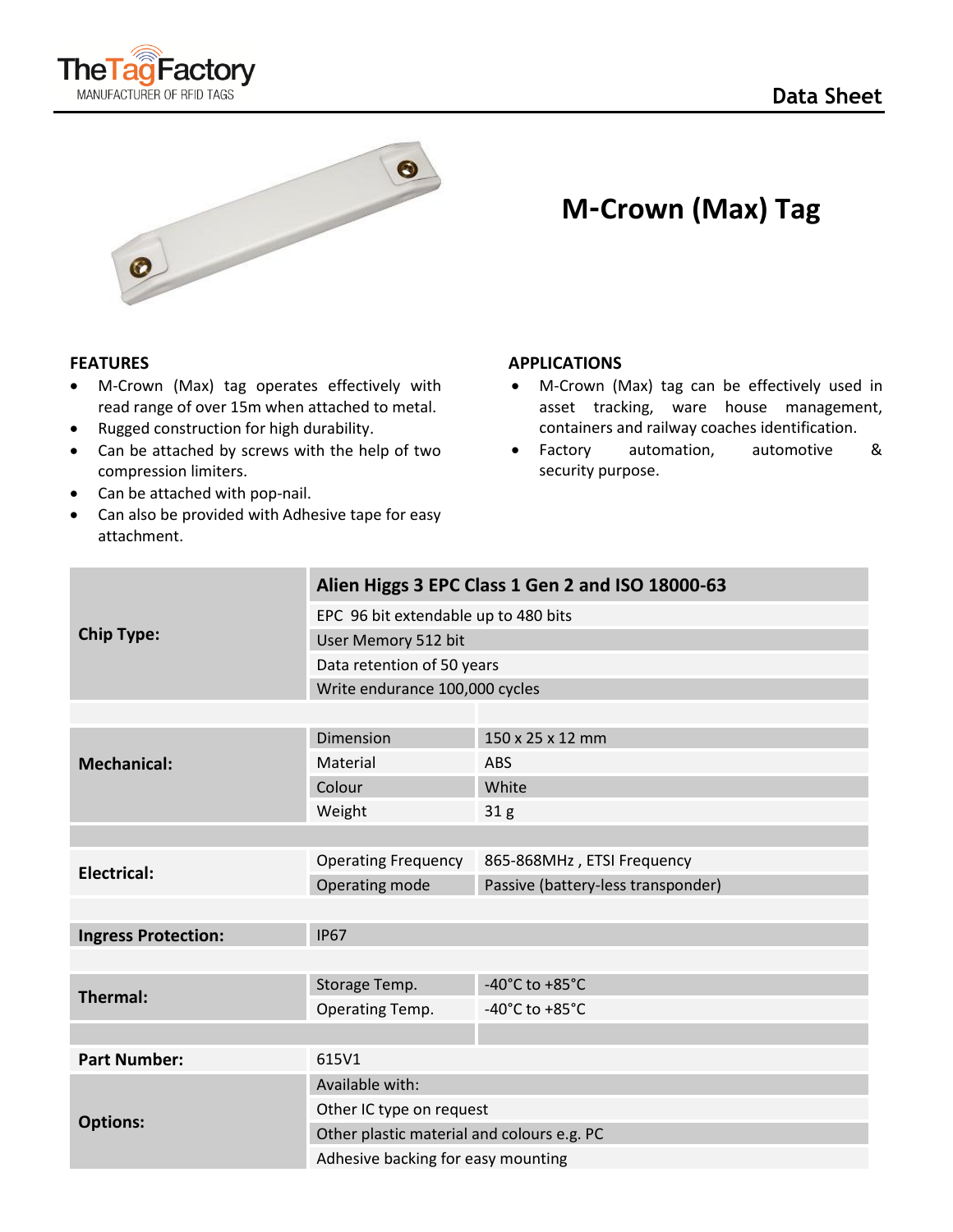TheTagFactory
MANUFACTURER OF RFID TAGS

Data Sheet

# M-Crown (Max) Tag

## FEATURES

- M-Crown (Max) tag operates effectively with read range of over 15m when attached to metal.
- Rugged construction for high durability.
- Can be attached by screws with the help of two compression limiters.
- Can be attached with pop-nail.
- Can also be provided with Adhesive tape for easy attachment.

## APPLICATIONS

- M-Crown (Max) tag can be effectively used in asset tracking, ware house management, containers and railway coaches identification.
- Factory automation, automotive & security purpose.

| | | |
|---|---|---|
| **Chip Type:** | **Alien Higgs 3 EPC Class 1 Gen 2 and ISO 18000-63** | |
| | EPC 96 bit extendable up to 480 bits | |
| | User Memory 512 bit | |
| | Data retention of 50 years | |
| | Write endurance 100,000 cycles | |
| **Mechanical:** | Dimension | 150 x 25 x 12 mm |
| | Material | ABS |
| | Colour | White |
| | Weight | 31 g |
| **Electrical:** | Operating Frequency | 865-868MHz , ETSI Frequency |
| | Operating mode | Passive (battery-less transponder) |
| **Ingress Protection:** | IP67 | |
| **Thermal:** | Storage Temp. | -40°C to +85°C |
| | Operating Temp. | -40°C to +85°C |
| **Part Number:** | 615V1 | |
| **Options:** | Available with: | |
| | Other IC type on request | |
| | Other plastic material and colours e.g. PC | |
| | Adhesive backing for easy mounting | |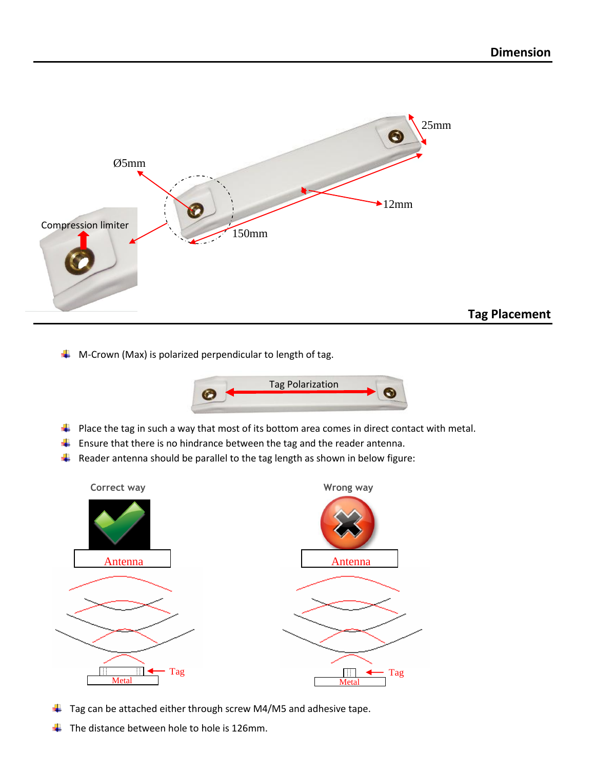## Dimension

25mm

Ø5mm

12mm

Compression limiter

150mm

## Tag Placement

- M-Crown (Max) is polarized perpendicular to length of tag.

Tag Polarization

- Place the tag in such a way that most of its bottom area comes in direct contact with metal.
- Ensure that there is no hindrance between the tag and the reader antenna.
- Reader antenna should be parallel to the tag length as shown in below figure:

Correct way

Antenna

Tag

Metal

Wrong way

Antenna

Tag

Metal

- Tag can be attached either through screw M4/M5 and adhesive tape.
- The distance between hole to hole is 126mm.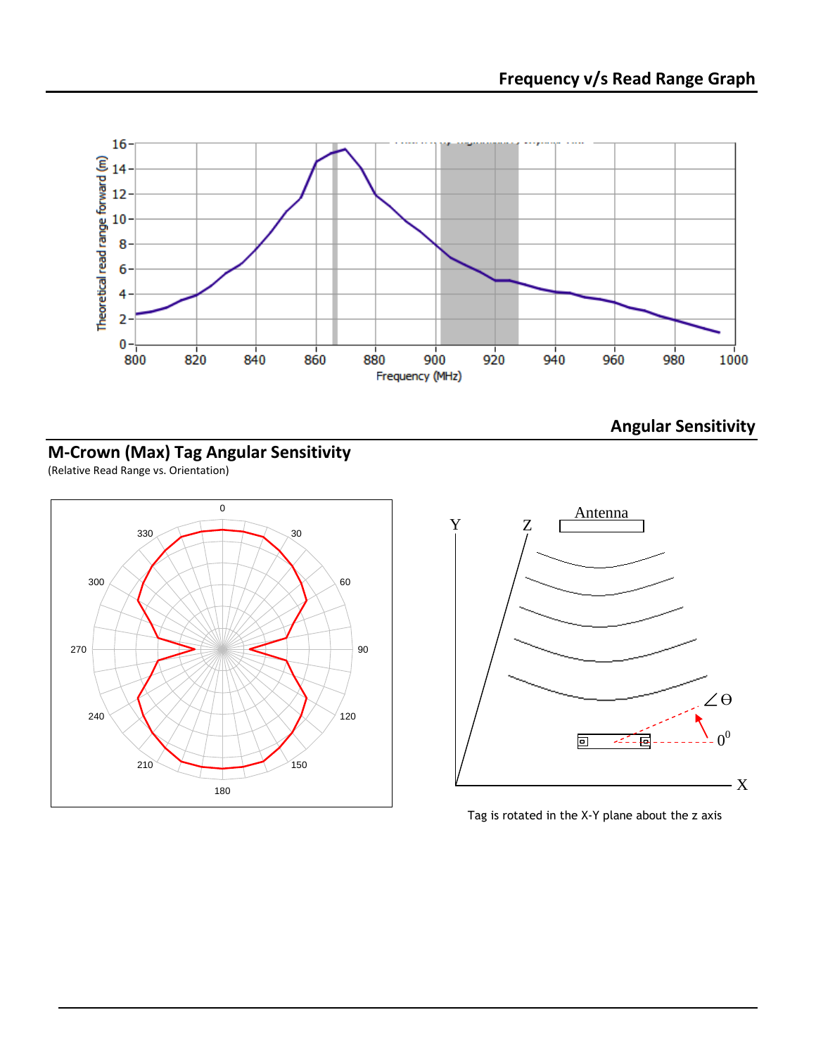## Frequency v/s Read Range Graph

Theoretical read range forward (m)

16
14
12
10
8
6
4
2
0

800 820 840 860 880 900 920 940 960 980 1000

Frequency (MHz)

## Angular Sensitivity

### M-Crown (Max) Tag Angular Sensitivity

(Relative Read Range vs. Orientation)

0
30
60
90
120
150
180
210
240
270
300
330

Antenna

Y

Z

X

∠Θ

$0^0$

Tag is rotated in the X-Y plane about the z axis